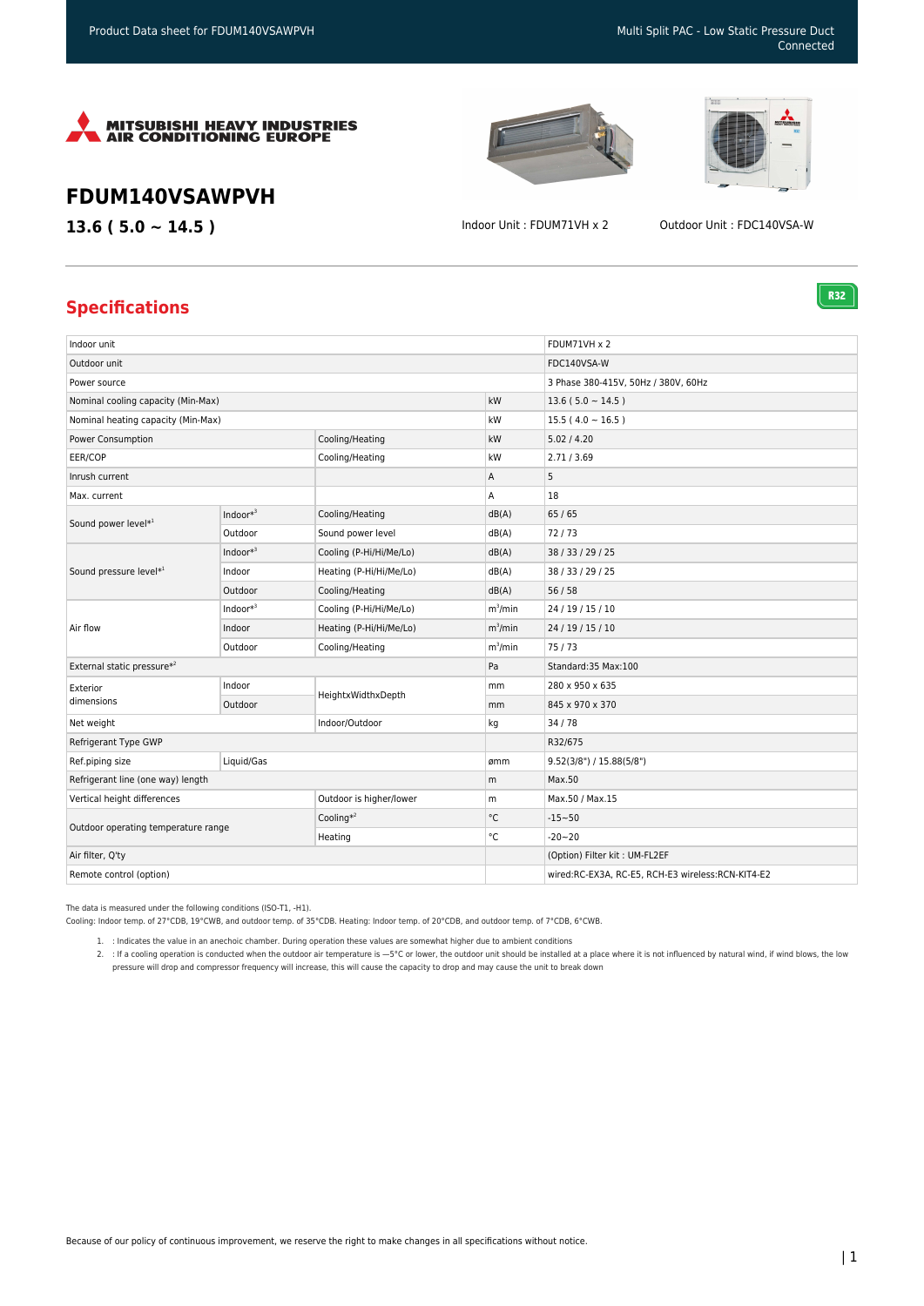# FDUM140VSAWPVH

**13.6 ( 5.0 ~ 14.5 )**

Indoor Unit : FDUM71VH x 2

Outdoor Unit : FDC140VSA-W

## Specifications

R32

| | | | | |
|---|---|---|---|---|
| Indoor unit | | | | FDUM71VH x 2 |
| Outdoor unit | | | | FDC140VSA-W |
| Power source | | | | 3 Phase 380-415V, 50Hz / 380V, 60Hz |
| Nominal cooling capacity (Min-Max) | | | kW | 13.6 ( 5.0 ~ 14.5 ) |
| Nominal heating capacity (Min-Max) | | | kW | 15.5 ( 4.0 ~ 16.5 ) |
| Power Consumption | | Cooling/Heating | kW | 5.02 / 4.20 |
| EER/COP | | Cooling/Heating | kW | 2.71 / 3.69 |
| Inrush current | | | A | 5 |
| Max. current | | | A | 18 |
| Sound power level*[1] | Indoor*[3] | Cooling/Heating | dB(A) | 65 / 65 |
| | Outdoor | Sound power level | dB(A) | 72 / 73 |
| Sound pressure level*[1] | Indoor*[3] | Cooling (P-Hi/Hi/Me/Lo) | dB(A) | 38 / 33 / 29 / 25 |
| | Indoor | Heating (P-Hi/Hi/Me/Lo) | dB(A) | 38 / 33 / 29 / 25 |
| | Outdoor | Cooling/Heating | dB(A) | 56 / 58 |
| Air flow | Indoor*[3] | Cooling (P-Hi/Hi/Me/Lo) | $m^3$/min | 24 / 19 / 15 / 10 |
| | Indoor | Heating (P-Hi/Hi/Me/Lo) | $m^3$/min | 24 / 19 / 15 / 10 |
| | Outdoor | Cooling/Heating | $m^3$/min | 75 / 73 |
| External static pressure*[2] | | | Pa | Standard:35 Max:100 |
| Exterior dimensions | Indoor | HeightxWidthxDepth | mm | 280 x 950 x 635 |
| | Outdoor | | mm | 845 x 970 x 370 |
| Net weight | | Indoor/Outdoor | kg | 34 / 78 |
| Refrigerant Type GWP | | | | R32/675 |
| Ref.piping size | Liquid/Gas | | ømm | 9.52(3/8") / 15.88(5/8") |
| Refrigerant line (one way) length | | | m | Max.50 |
| Vertical height differences | | Outdoor is higher/lower | m | Max.50 / Max.15 |
| Outdoor operating temperature range | | Cooling*[2] | °C | -15~50 |
| | | Heating | °C | -20~20 |
| Air filter, Q'ty | | | | (Option) Filter kit : UM-FL2EF |
| Remote control (option) | | | | wired:RC-EX3A, RC-E5, RCH-E3 wireless:RCN-KIT4-E2 |

The data is measured under the following conditions (ISO-T1, -H1).
Cooling: Indoor temp. of 27°CDB, 19°CWB, and outdoor temp. of 35°CDB. Heating: Indoor temp. of 20°CDB, and outdoor temp. of 7°CDB, 6°CWB.

1. : Indicates the value in an anechoic chamber. During operation these values are somewhat higher due to ambient conditions
2. : If a cooling operation is conducted when the outdoor air temperature is —5°C or lower, the outdoor unit should be installed at a place where it is not influenced by natural wind, if wind blows, the low pressure will drop and compressor frequency will increase, this will cause the capacity to drop and may cause the unit to break down

Because of our policy of continuous improvement, we reserve the right to make changes in all specifications without notice.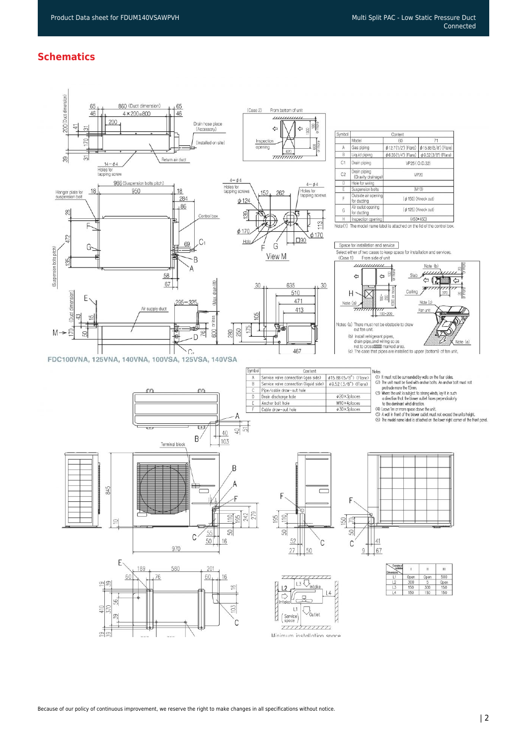## Schematics

| Symbol | Content | | |
|---|---|---|---|
| | Model | 60 | 71 |
| A | Gas piping | ϕ12.7(1/2") (Flare) | ϕ15.88(5/8") (Flare) |
| B | Liquid piping | ϕ6.35(1/4") (Flare) | ϕ9.52(3/8") (Flare) |
| C1 | Drain piping | VP25 ( O.D.32) | |
| C2 | Drain piping (Gravity drainage) | VP20 | |
| D | Hole for wiring | | |
| E | Suspension bolts | (M10) | |
| F | Outside air opening for ducting | (ϕ150) (Knock out) | |
| G | Air outlet opening for ducting | (ϕ125) (Knock out) | |
| H | Inspection opening | (450×450) | |

Note (1) The model name label is attached on the lid of the control box.

Space for installation and service

Select either of two cases to keep space for installation and services.

Notes (a) There must not be obstacle to draw out fan unit.

(b) Install refrigerant pipes, drain pipe,and wiring so as not to cross marked area.

(c) The case that pipes are installed to upper (bottom) of fan unit.

FDC100VNA, 125VNA, 140VNA, 100VSA, 125VSA, 140VSA

| Symbol | Content | |
|---|---|---|
| A | Service valve connection (gas side) | ϕ15.88 (5/8") (Flare) |
| B | Service valve connection (liquid side) | ϕ9.52 (3/8") (Flare) |
| C | Pipe/cable draw-out hole | |
| D | Drain discharge hole | ϕ20×3places |
| E | Anchor bolt hole | M10×4places |
| F | Cable draw-out hole | ϕ30×3places |

Notes

(1) It must not be surrounded by walls on the four sides.

(2) The unit must be fixed with anchor bolts. An anchor bolt must not protrude more the 15mm.

(3) Where the unit is subject to strong winds, lay it in such a direction that the blower outlet faces perpendicularly to the dominant wind direction.

(4) Leave 1m or more space above the unit.

(5) A wall in front of the blower outlet must not exceed the units height.

(6) The model name label is attached on the lower right corner of the front panel.

| Examples of installation / Dimensions | I | II | III |
|---|---|---|---|
| L1 | Open | Open | 500 |
| L2 | 300 | 5 | Open |
| L3 | 150 | 300 | 150 |
| L4 | 150 | 150 | 150 |

Minimum installation space

Because of our policy of continuous improvement, we reserve the right to make changes in all specifications without notice.